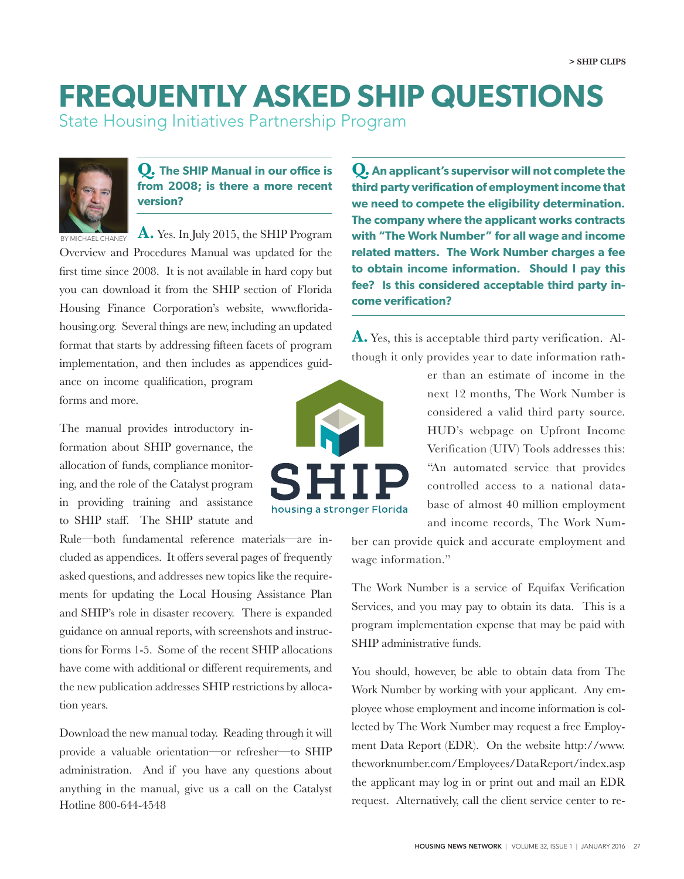# FREQUENTLY ASKED SHIP QUESTIONS

## State Housing Initiatives Partnership Program

BY MICHAEL CHANEY

**Q. The SHIP Manual in our office is from 2008; is there a more recent version?**

**A.** Yes. In July 2015, the SHIP Program Overview and Procedures Manual was updated for the first time since 2008. It is not available in hard copy but you can download it from the SHIP section of Florida Housing Finance Corporation's website, www.floridahousing.org. Several things are new, including an updated format that starts by addressing fifteen facets of program implementation, and then includes as appendices guidance on income qualification, program forms and more.

The manual provides introductory information about SHIP governance, the allocation of funds, compliance monitoring, and the role of the Catalyst program in providing training and assistance to SHIP staff. The SHIP statute and Rule—both fundamental reference materials—are included as appendices. It offers several pages of frequently asked questions, and addresses new topics like the requirements for updating the Local Housing Assistance Plan and SHIP's role in disaster recovery. There is expanded guidance on annual reports, with screenshots and instructions for Forms 1-5. Some of the recent SHIP allocations have come with additional or different requirements, and the new publication addresses SHIP restrictions by allocation years.

Download the new manual today. Reading through it will provide a valuable orientation—or refresher—to SHIP administration. And if you have any questions about anything in the manual, give us a call on the Catalyst Hotline 800-644-4548

**Q. An applicant's supervisor will not complete the third party verification of employment income that we need to compete the eligibility determination. The company where the applicant works contracts with "The Work Number" for all wage and income related matters. The Work Number charges a fee to obtain income information. Should I pay this fee? Is this considered acceptable third party income verification?**

**A.** Yes, this is acceptable third party verification. Although it only provides year to date information rather than an estimate of income in the next 12 months, The Work Number is considered a valid third party source. HUD's webpage on Upfront Income Verification (UIV) Tools addresses this: "An automated service that provides controlled access to a national database of almost 40 million employment and income records, The Work Number can provide quick and accurate employment and wage information."

The Work Number is a service of Equifax Verification Services, and you may pay to obtain its data. This is a program implementation expense that may be paid with SHIP administrative funds.

You should, however, be able to obtain data from The Work Number by working with your applicant. Any employee whose employment and income information is collected by The Work Number may request a free Employment Data Report (EDR). On the website http://www.theworknumber.com/Employees/DataReport/index.asp the applicant may log in or print out and mail an EDR request. Alternatively, call the client service center to re-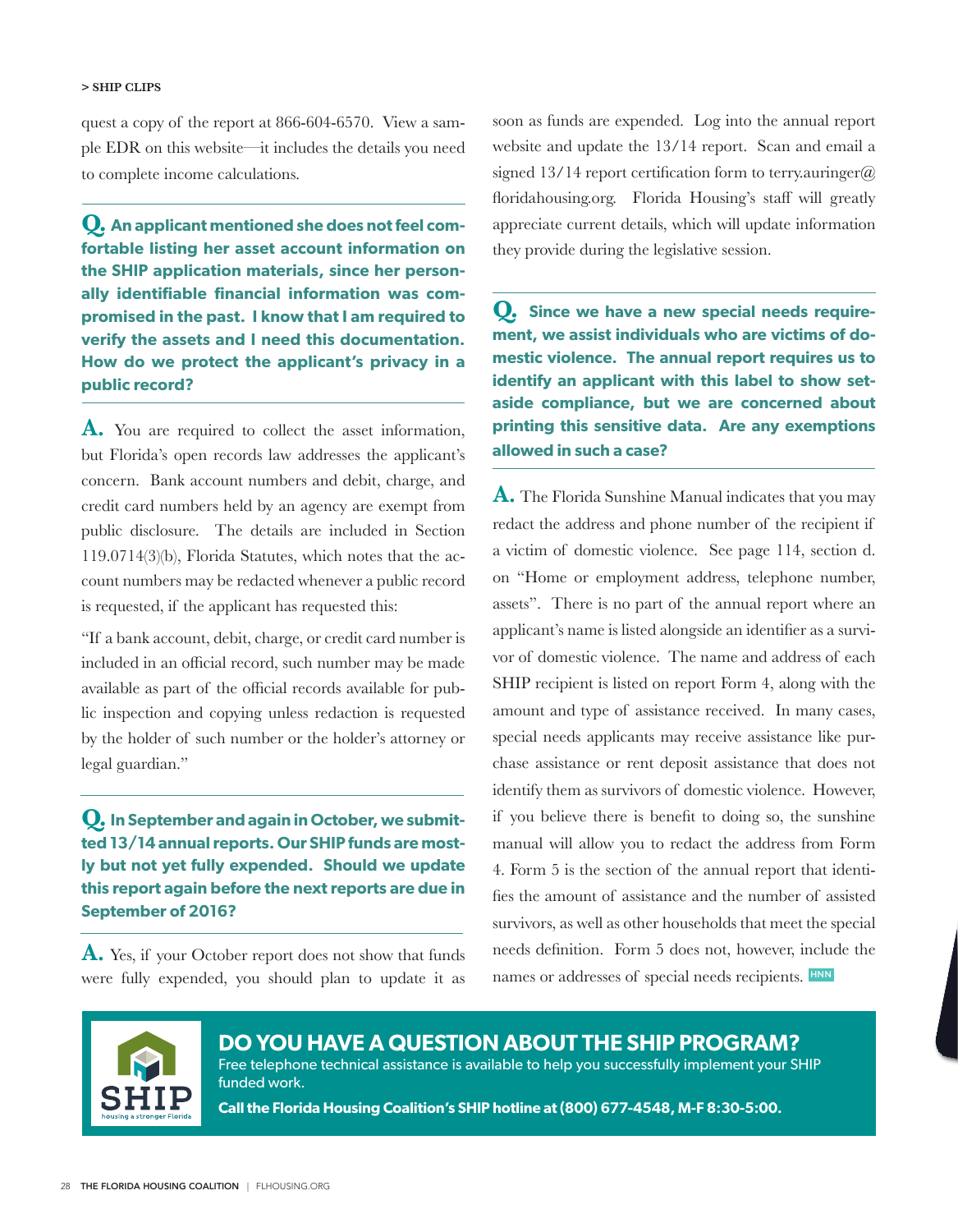quest a copy of the report at 866-604-6570. View a sample EDR on this website—it includes the details you need to complete income calculations.

**Q. An applicant mentioned she does not feel comfortable listing her asset account information on the SHIP application materials, since her personally identifiable financial information was compromised in the past. I know that I am required to verify the assets and I need this documentation. How do we protect the applicant's privacy in a public record?**

**A.** You are required to collect the asset information, but Florida's open records law addresses the applicant's concern. Bank account numbers and debit, charge, and credit card numbers held by an agency are exempt from public disclosure. The details are included in Section 119.0714(3)(b), Florida Statutes, which notes that the account numbers may be redacted whenever a public record is requested, if the applicant has requested this:

"If a bank account, debit, charge, or credit card number is included in an official record, such number may be made available as part of the official records available for public inspection and copying unless redaction is requested by the holder of such number or the holder's attorney or legal guardian."

**Q. In September and again in October, we submitted 13/14 annual reports. Our SHIP funds are mostly but not yet fully expended. Should we update this report again before the next reports are due in September of 2016?**

**A.** Yes, if your October report does not show that funds were fully expended, you should plan to update it as soon as funds are expended. Log into the annual report website and update the 13/14 report. Scan and email a signed 13/14 report certification form to terry.auringer@floridahousing.org. Florida Housing's staff will greatly appreciate current details, which will update information they provide during the legislative session.

**Q. Since we have a new special needs requirement, we assist individuals who are victims of domestic violence. The annual report requires us to identify an applicant with this label to show set-aside compliance, but we are concerned about printing this sensitive data. Are any exemptions allowed in such a case?**

**A.** The Florida Sunshine Manual indicates that you may redact the address and phone number of the recipient if a victim of domestic violence. See page 114, section d. on "Home or employment address, telephone number, assets". There is no part of the annual report where an applicant's name is listed alongside an identifier as a survivor of domestic violence. The name and address of each SHIP recipient is listed on report Form 4, along with the amount and type of assistance received. In many cases, special needs applicants may receive assistance like purchase assistance or rent deposit assistance that does not identify them as survivors of domestic violence. However, if you believe there is benefit to doing so, the sunshine manual will allow you to redact the address from Form 4. Form 5 is the section of the annual report that identifies the amount of assistance and the number of assisted survivors, as well as other households that meet the special needs definition. Form 5 does not, however, include the names or addresses of special needs recipients. HNN

## DO YOU HAVE A QUESTION ABOUT THE SHIP PROGRAM?

Free telephone technical assistance is available to help you successfully implement your SHIP funded work.

**Call the Florida Housing Coalition's SHIP hotline at (800) 677-4548, M-F 8:30-5:00.**